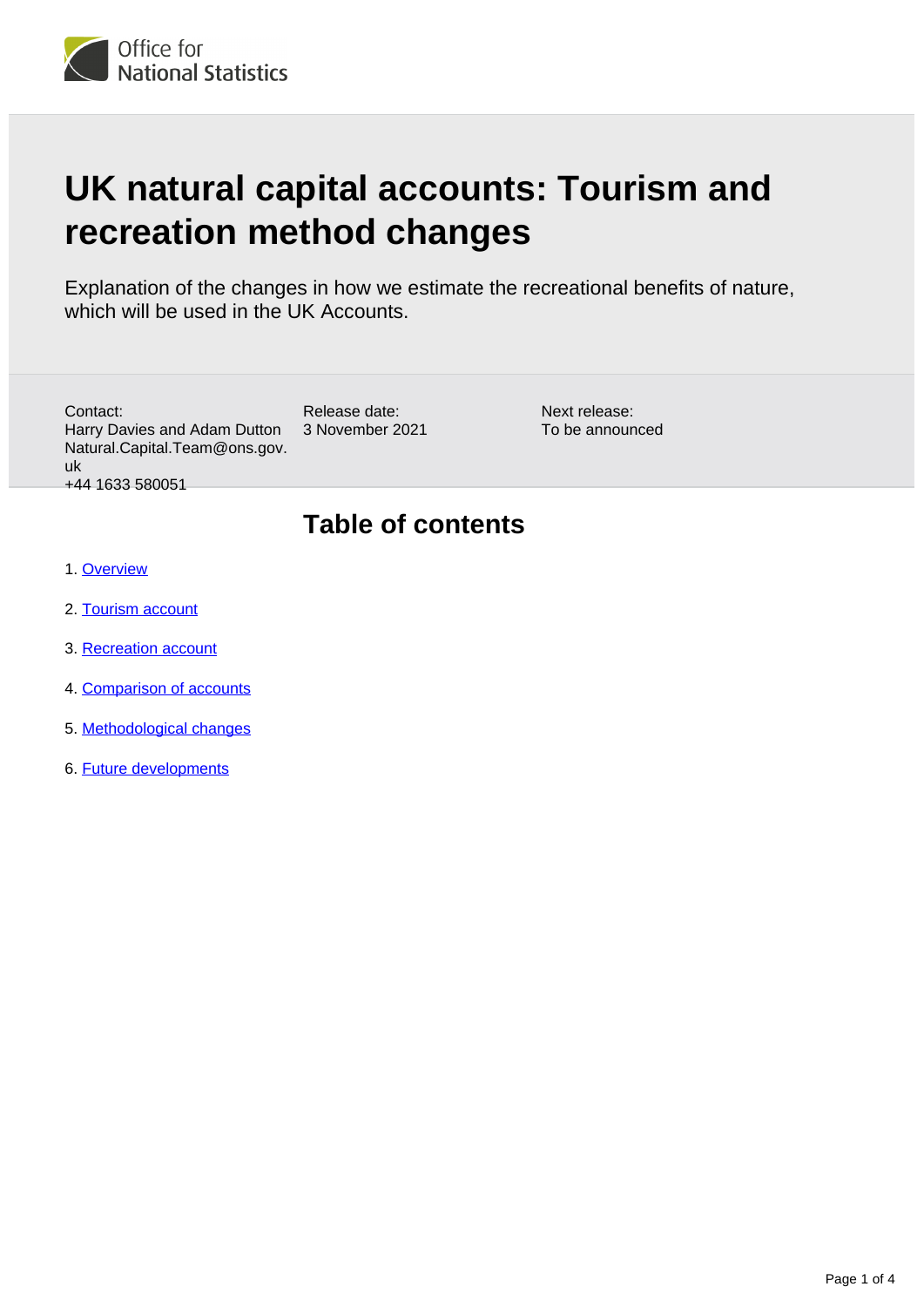Office for National Statistics

# UK natural capital accounts: Tourism and recreation method changes

Explanation of the changes in how we estimate the recreational benefits of nature, which will be used in the UK Accounts.

Contact:
Harry Davies and Adam Dutton
Natural.Capital.Team@ons.gov.uk
+44 1633 580051

Release date:
3 November 2021

Next release:
To be announced

## Table of contents

1. Overview
2. Tourism account
3. Recreation account
4. Comparison of accounts
5. Methodological changes
6. Future developments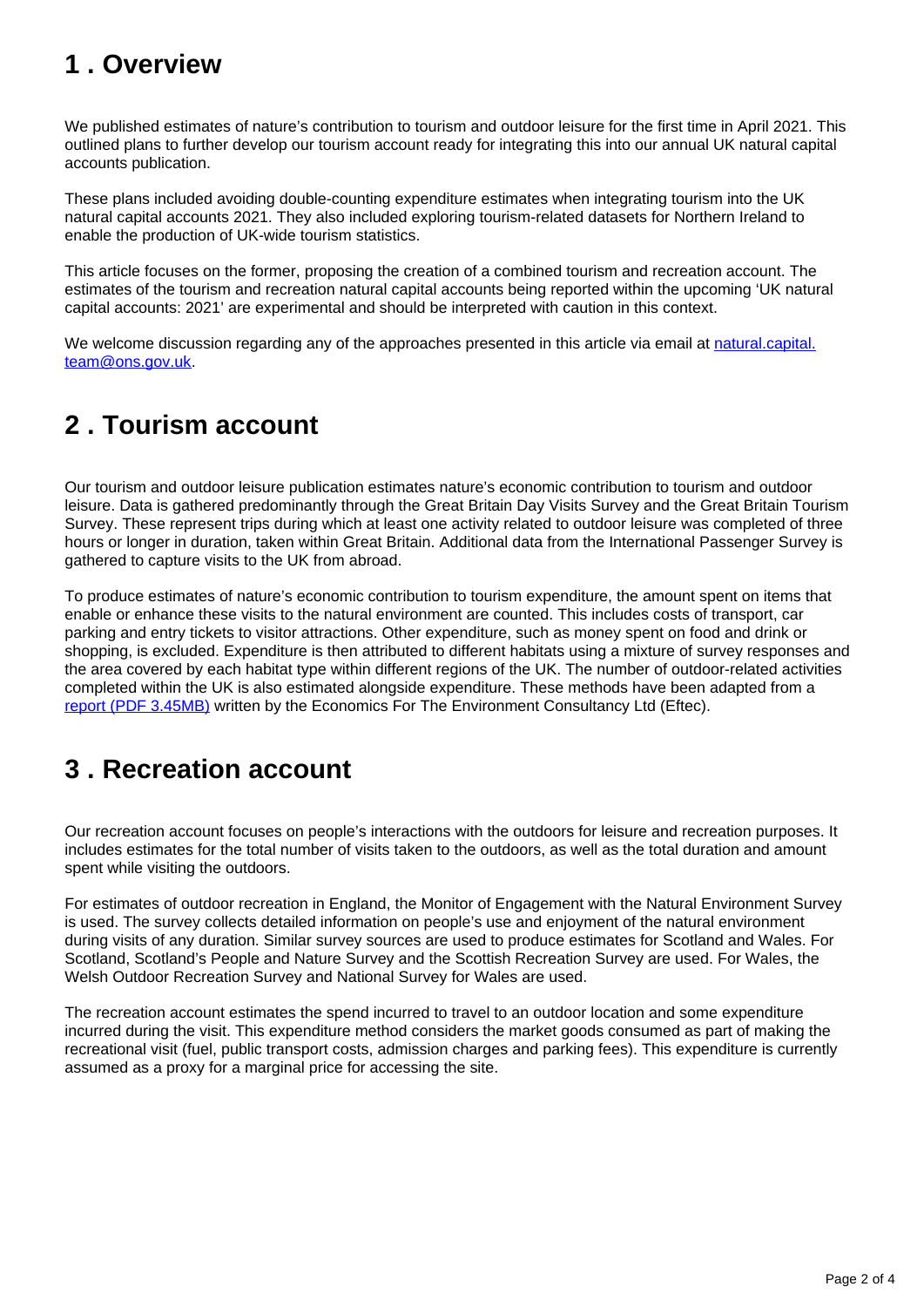## 1 . Overview

We published estimates of nature's contribution to tourism and outdoor leisure for the first time in April 2021. This outlined plans to further develop our tourism account ready for integrating this into our annual UK natural capital accounts publication.

These plans included avoiding double-counting expenditure estimates when integrating tourism into the UK natural capital accounts 2021. They also included exploring tourism-related datasets for Northern Ireland to enable the production of UK-wide tourism statistics.

This article focuses on the former, proposing the creation of a combined tourism and recreation account. The estimates of the tourism and recreation natural capital accounts being reported within the upcoming 'UK natural capital accounts: 2021' are experimental and should be interpreted with caution in this context.

We welcome discussion regarding any of the approaches presented in this article via email at [natural.capital.team@ons.gov.uk](mailto:natural.capital.team@ons.gov.uk).

## 2 . Tourism account

Our tourism and outdoor leisure publication estimates nature's economic contribution to tourism and outdoor leisure. Data is gathered predominantly through the Great Britain Day Visits Survey and the Great Britain Tourism Survey. These represent trips during which at least one activity related to outdoor leisure was completed of three hours or longer in duration, taken within Great Britain. Additional data from the International Passenger Survey is gathered to capture visits to the UK from abroad.

To produce estimates of nature's economic contribution to tourism expenditure, the amount spent on items that enable or enhance these visits to the natural environment are counted. This includes costs of transport, car parking and entry tickets to visitor attractions. Other expenditure, such as money spent on food and drink or shopping, is excluded. Expenditure is then attributed to different habitats using a mixture of survey responses and the area covered by each habitat type within different regions of the UK. The number of outdoor-related activities completed within the UK is also estimated alongside expenditure. These methods have been adapted from a report (PDF 3.45MB) written by the Economics For The Environment Consultancy Ltd (Eftec).

## 3 . Recreation account

Our recreation account focuses on people's interactions with the outdoors for leisure and recreation purposes. It includes estimates for the total number of visits taken to the outdoors, as well as the total duration and amount spent while visiting the outdoors.

For estimates of outdoor recreation in England, the Monitor of Engagement with the Natural Environment Survey is used. The survey collects detailed information on people's use and enjoyment of the natural environment during visits of any duration. Similar survey sources are used to produce estimates for Scotland and Wales. For Scotland, Scotland's People and Nature Survey and the Scottish Recreation Survey are used. For Wales, the Welsh Outdoor Recreation Survey and National Survey for Wales are used.

The recreation account estimates the spend incurred to travel to an outdoor location and some expenditure incurred during the visit. This expenditure method considers the market goods consumed as part of making the recreational visit (fuel, public transport costs, admission charges and parking fees). This expenditure is currently assumed as a proxy for a marginal price for accessing the site.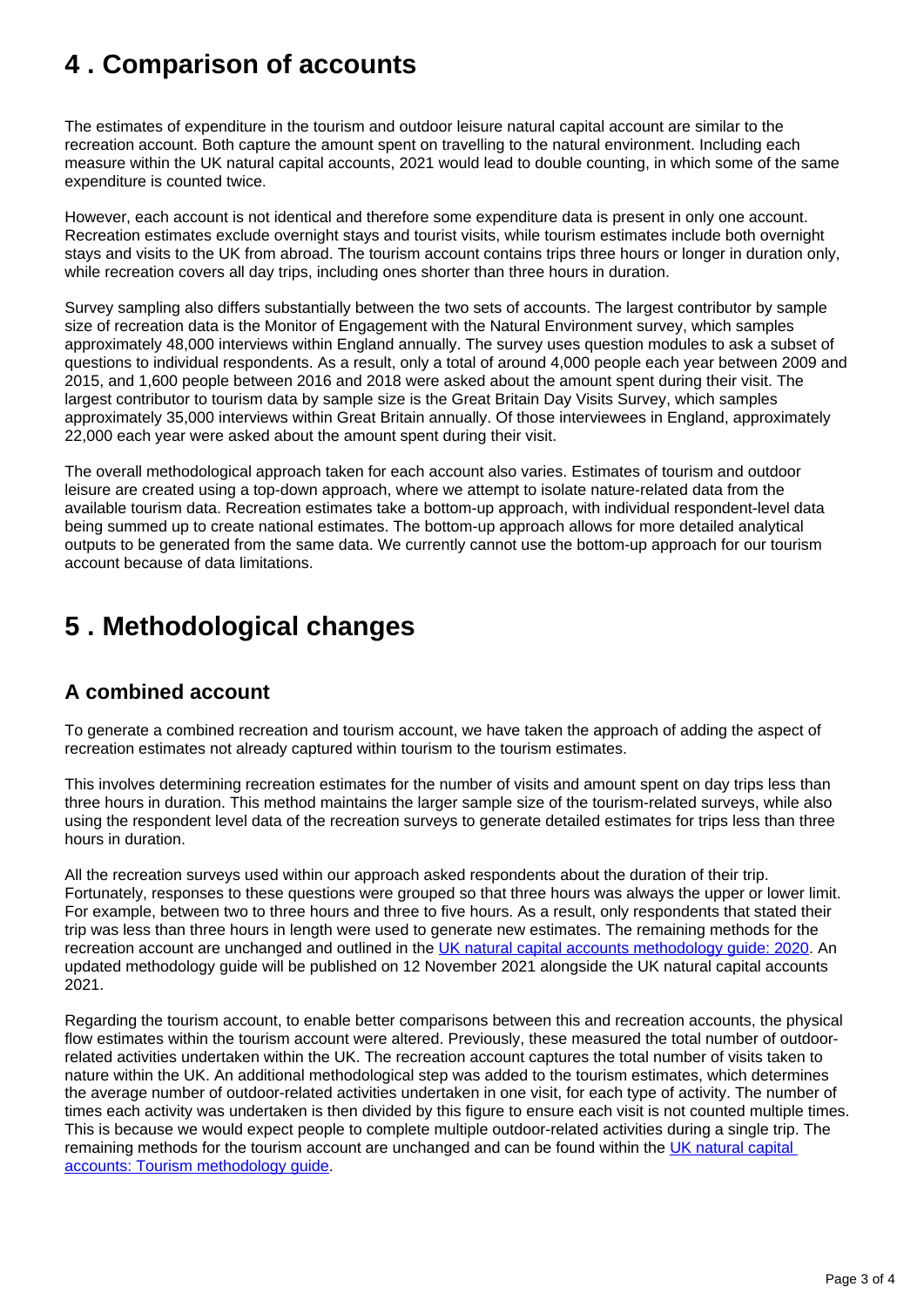## 4 . Comparison of accounts

The estimates of expenditure in the tourism and outdoor leisure natural capital account are similar to the recreation account. Both capture the amount spent on travelling to the natural environment. Including each measure within the UK natural capital accounts, 2021 would lead to double counting, in which some of the same expenditure is counted twice.

However, each account is not identical and therefore some expenditure data is present in only one account. Recreation estimates exclude overnight stays and tourist visits, while tourism estimates include both overnight stays and visits to the UK from abroad. The tourism account contains trips three hours or longer in duration only, while recreation covers all day trips, including ones shorter than three hours in duration.

Survey sampling also differs substantially between the two sets of accounts. The largest contributor by sample size of recreation data is the Monitor of Engagement with the Natural Environment survey, which samples approximately 48,000 interviews within England annually. The survey uses question modules to ask a subset of questions to individual respondents. As a result, only a total of around 4,000 people each year between 2009 and 2015, and 1,600 people between 2016 and 2018 were asked about the amount spent during their visit. The largest contributor to tourism data by sample size is the Great Britain Day Visits Survey, which samples approximately 35,000 interviews within Great Britain annually. Of those interviewees in England, approximately 22,000 each year were asked about the amount spent during their visit.

The overall methodological approach taken for each account also varies. Estimates of tourism and outdoor leisure are created using a top-down approach, where we attempt to isolate nature-related data from the available tourism data. Recreation estimates take a bottom-up approach, with individual respondent-level data being summed up to create national estimates. The bottom-up approach allows for more detailed analytical outputs to be generated from the same data. We currently cannot use the bottom-up approach for our tourism account because of data limitations.

## 5 . Methodological changes

### A combined account

To generate a combined recreation and tourism account, we have taken the approach of adding the aspect of recreation estimates not already captured within tourism to the tourism estimates.

This involves determining recreation estimates for the number of visits and amount spent on day trips less than three hours in duration. This method maintains the larger sample size of the tourism-related surveys, while also using the respondent level data of the recreation surveys to generate detailed estimates for trips less than three hours in duration.

All the recreation surveys used within our approach asked respondents about the duration of their trip. Fortunately, responses to these questions were grouped so that three hours was always the upper or lower limit. For example, between two to three hours and three to five hours. As a result, only respondents that stated their trip was less than three hours in length were used to generate new estimates. The remaining methods for the recreation account are unchanged and outlined in the [UK natural capital accounts methodology guide: 2020](). An updated methodology guide will be published on 12 November 2021 alongside the UK natural capital accounts 2021.

Regarding the tourism account, to enable better comparisons between this and recreation accounts, the physical flow estimates within the tourism account were altered. Previously, these measured the total number of outdoor-related activities undertaken within the UK. The recreation account captures the total number of visits taken to nature within the UK. An additional methodological step was added to the tourism estimates, which determines the average number of outdoor-related activities undertaken in one visit, for each type of activity. The number of times each activity was undertaken is then divided by this figure to ensure each visit is not counted multiple times. This is because we would expect people to complete multiple outdoor-related activities during a single trip. The remaining methods for the tourism account are unchanged and can be found within the [UK natural capital accounts: Tourism methodology guide]().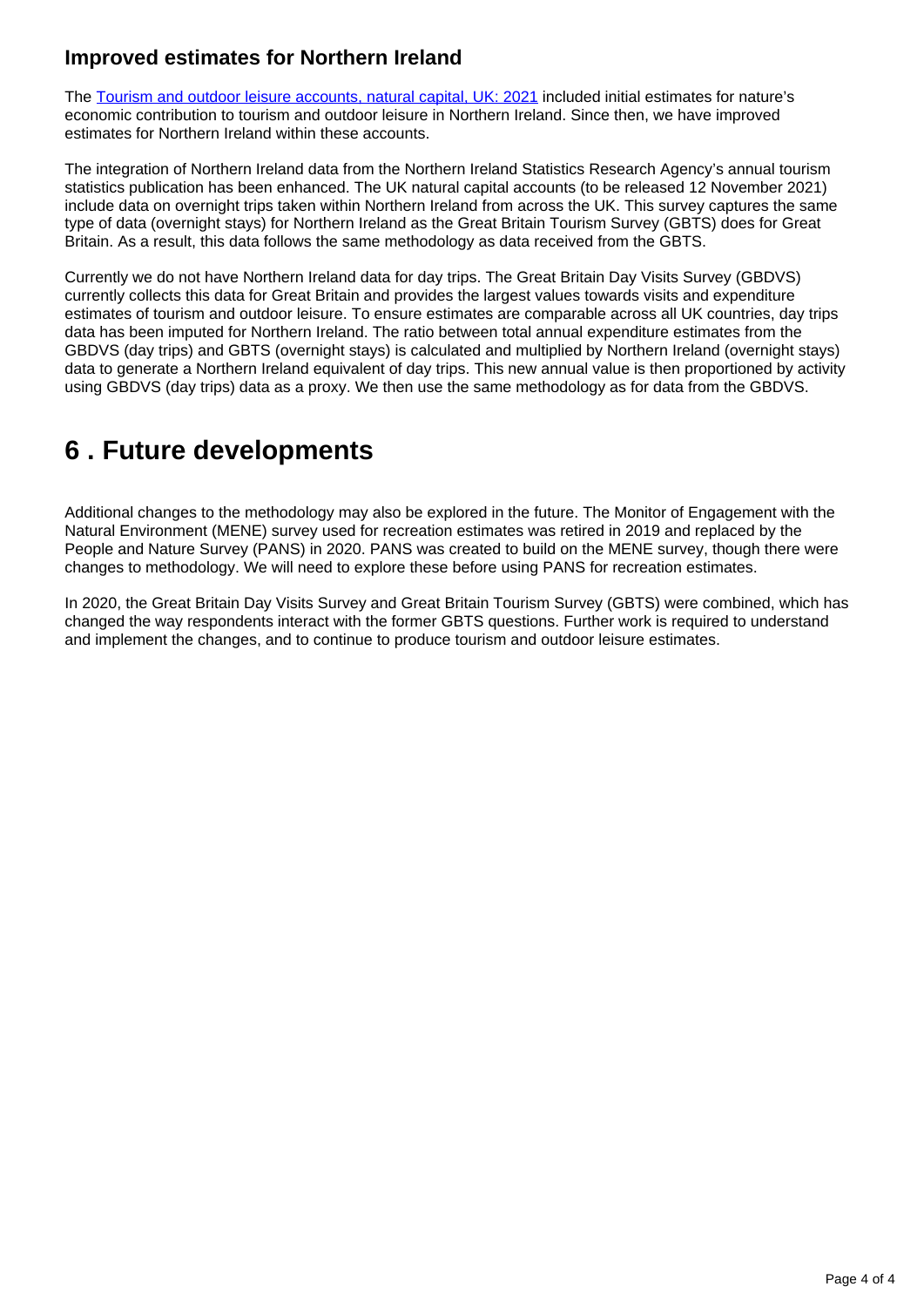### Improved estimates for Northern Ireland

The [Tourism and outdoor leisure accounts, natural capital, UK: 2021] included initial estimates for nature's economic contribution to tourism and outdoor leisure in Northern Ireland. Since then, we have improved estimates for Northern Ireland within these accounts.

The integration of Northern Ireland data from the Northern Ireland Statistics Research Agency's annual tourism statistics publication has been enhanced. The UK natural capital accounts (to be released 12 November 2021) include data on overnight trips taken within Northern Ireland from across the UK. This survey captures the same type of data (overnight stays) for Northern Ireland as the Great Britain Tourism Survey (GBTS) does for Great Britain. As a result, this data follows the same methodology as data received from the GBTS.

Currently we do not have Northern Ireland data for day trips. The Great Britain Day Visits Survey (GBDVS) currently collects this data for Great Britain and provides the largest values towards visits and expenditure estimates of tourism and outdoor leisure. To ensure estimates are comparable across all UK countries, day trips data has been imputed for Northern Ireland. The ratio between total annual expenditure estimates from the GBDVS (day trips) and GBTS (overnight stays) is calculated and multiplied by Northern Ireland (overnight stays) data to generate a Northern Ireland equivalent of day trips. This new annual value is then proportioned by activity using GBDVS (day trips) data as a proxy. We then use the same methodology as for data from the GBDVS.

## 6 . Future developments

Additional changes to the methodology may also be explored in the future. The Monitor of Engagement with the Natural Environment (MENE) survey used for recreation estimates was retired in 2019 and replaced by the People and Nature Survey (PANS) in 2020. PANS was created to build on the MENE survey, though there were changes to methodology. We will need to explore these before using PANS for recreation estimates.

In 2020, the Great Britain Day Visits Survey and Great Britain Tourism Survey (GBTS) were combined, which has changed the way respondents interact with the former GBTS questions. Further work is required to understand and implement the changes, and to continue to produce tourism and outdoor leisure estimates.